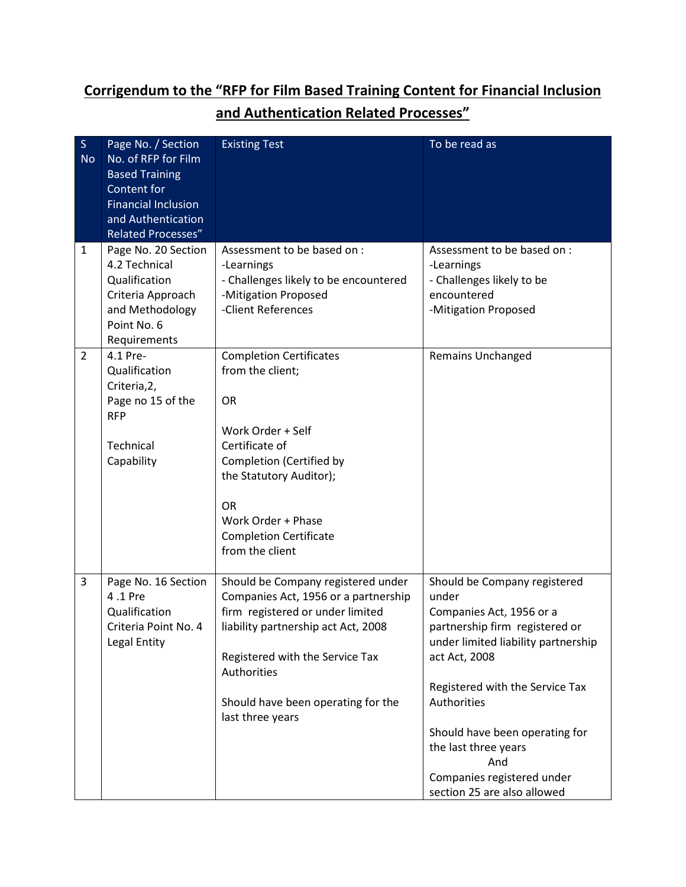# Corrigendum to the "RFP for Film Based Training Content for Financial Inclusion and Authentication Related Processes"

| S No | Page No. / Section No. of RFP for Film Based Training Content for Financial Inclusion and Authentication Related Processes" | Existing Test | To be read as |
|---|---|---|---|
| 1 | Page No. 20 Section 4.2 Technical Qualification Criteria Approach and Methodology Point No. 6 Requirements | Assessment to be based on :<br>-Learnings<br>- Challenges likely to be encountered<br>-Mitigation Proposed<br>-Client References | Assessment to be based on :<br>-Learnings<br>- Challenges likely to be encountered<br>-Mitigation Proposed |
| 2 | 4.1 Pre-Qualification Criteria,2,<br>Page no 15 of the RFP<br><br>Technical Capability | Completion Certificates from the client;<br><br>OR<br><br>Work Order + Self Certificate of Completion (Certified by the Statutory Auditor);<br><br>OR<br>Work Order + Phase Completion Certificate from the client | Remains Unchanged |
| 3 | Page No. 16 Section 4 .1 Pre Qualification Criteria Point No. 4 Legal Entity | Should be Company registered under Companies Act, 1956 or a partnership firm registered or under limited liability partnership act Act, 2008<br><br>Registered with the Service Tax Authorities<br><br>Should have been operating for the last three years | Should be Company registered under Companies Act, 1956 or a partnership firm registered or under limited liability partnership act Act, 2008<br><br>Registered with the Service Tax Authorities<br><br>Should have been operating for the last three years<br>And<br>Companies registered under section 25 are also allowed |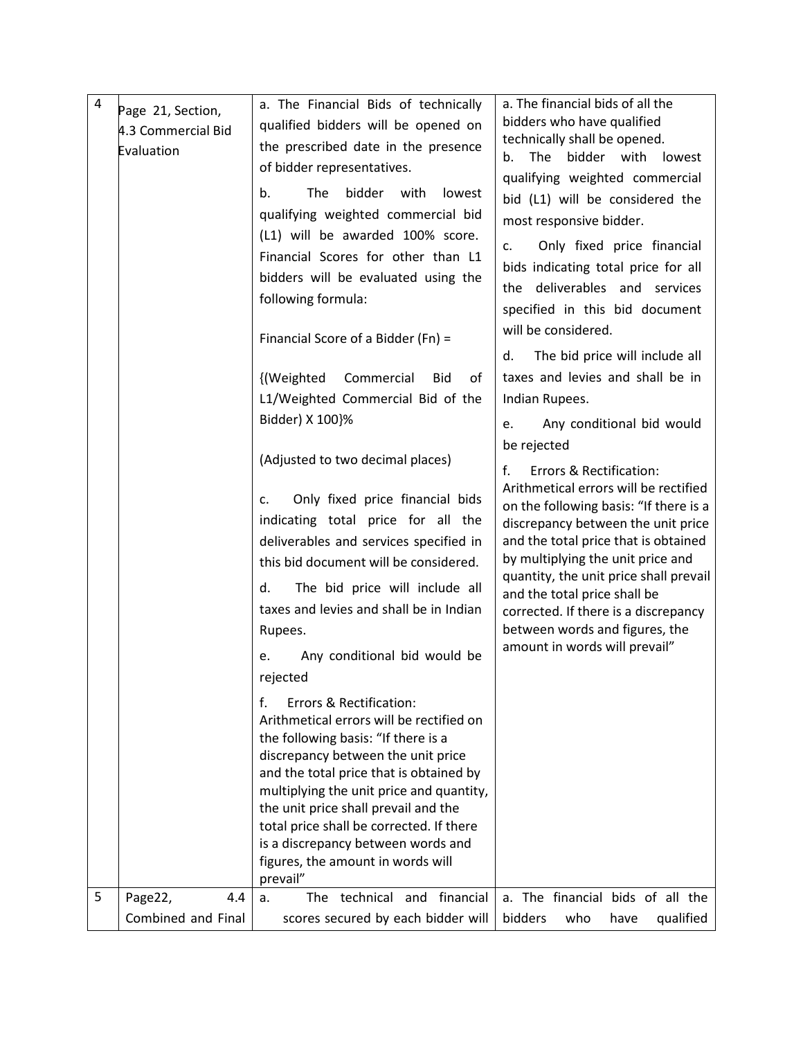| 4 | Page 21, Section, 4.3 Commercial Bid Evaluation | a. The Financial Bids of technically qualified bidders will be opened on the prescribed date in the presence of bidder representatives.<br><br>b. The bidder with lowest qualifying weighted commercial bid (L1) will be awarded 100% score. Financial Scores for other than L1 bidders will be evaluated using the following formula:<br><br>Financial Score of a Bidder (Fn) =<br><br>{(Weighted Commercial Bid of L1/Weighted Commercial Bid of the Bidder) X 100}%<br><br>(Adjusted to two decimal places)<br><br>c. Only fixed price financial bids indicating total price for all the deliverables and services specified in this bid document will be considered.<br><br>d. The bid price will include all taxes and levies and shall be in Indian Rupees.<br><br>e. Any conditional bid would be rejected<br><br>f. Errors & Rectification: Arithmetical errors will be rectified on the following basis: "If there is a discrepancy between the unit price and the total price that is obtained by multiplying the unit price and quantity, the unit price shall prevail and the total price shall be corrected. If there is a discrepancy between words and figures, the amount in words will prevail" | a. The financial bids of all the bidders who have qualified technically shall be opened.<br><br>b. The bidder with lowest qualifying weighted commercial bid (L1) will be considered the most responsive bidder.<br><br>c. Only fixed price financial bids indicating total price for all the deliverables and services specified in this bid document will be considered.<br><br>d. The bid price will include all taxes and levies and shall be in Indian Rupees.<br><br>e. Any conditional bid would be rejected<br><br>f. Errors & Rectification: Arithmetical errors will be rectified on the following basis: "If there is a discrepancy between the unit price and the total price that is obtained by multiplying the unit price and quantity, the unit price shall prevail and the total price shall be corrected. If there is a discrepancy between words and figures, the amount in words will prevail" |
|---|---|---|---|
| 5 | Page22, 4.4 Combined and Final | a. The technical and financial scores secured by each bidder will | a. The financial bids of all the bidders who have qualified |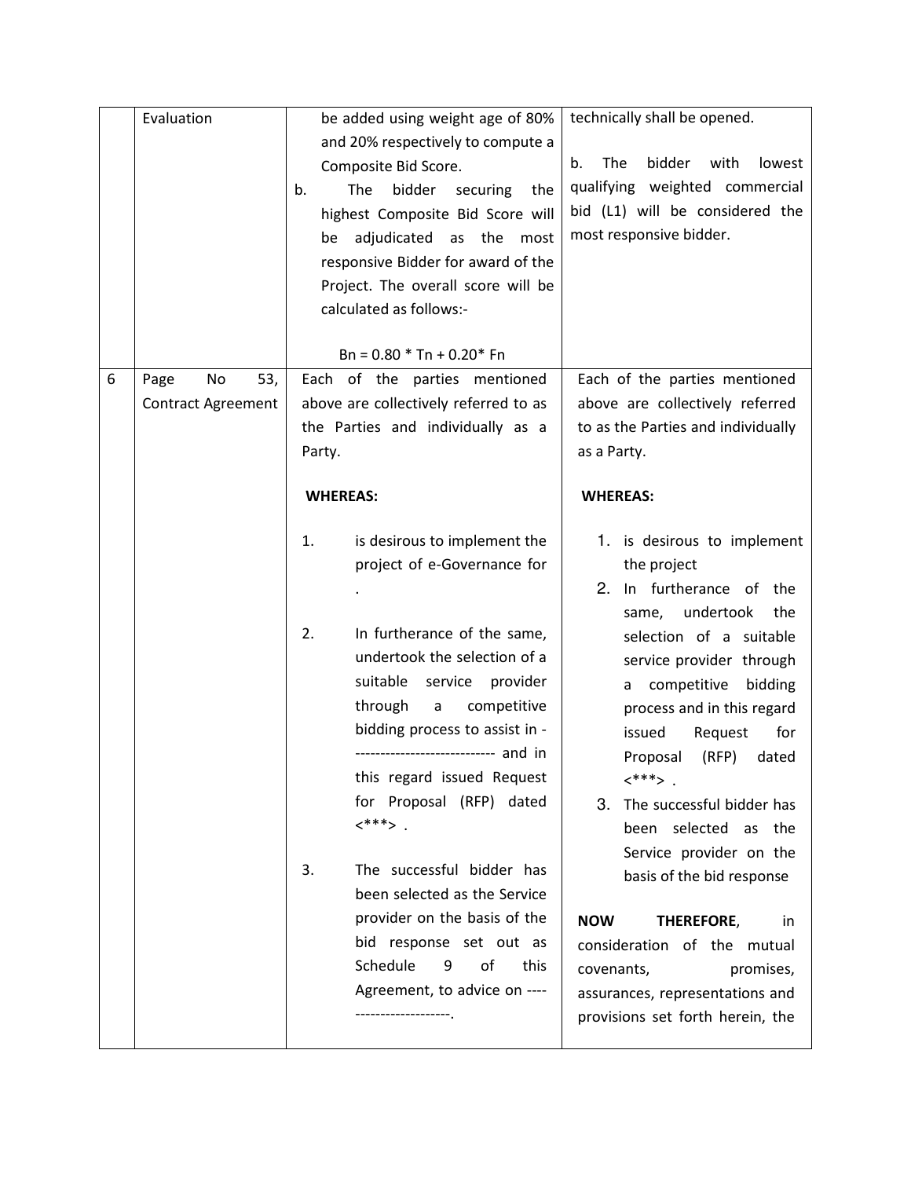| | | | |
|---|---|---|---|
| | Evaluation | be added using weight age of 80% and 20% respectively to compute a Composite Bid Score.<br>b. The bidder securing the highest Composite Bid Score will be adjudicated as the most responsive Bidder for award of the Project. The overall score will be calculated as follows:-<br><br>$Bn = 0.80 * Tn + 0.20 * Fn$ | technically shall be opened.<br><br>b. The bidder with lowest qualifying weighted commercial bid (L1) will be considered the most responsive bidder. |
| 6 | Page No 53, Contract Agreement | Each of the parties mentioned above are collectively referred to as the Parties and individually as a Party.<br><br>**WHEREAS:**<br><br>1. is desirous to implement the project of e-Governance for .<br><br>2. In furtherance of the same, undertook the selection of a suitable service provider through a competitive bidding process to assist in ---------------------------- and in this regard issued Request for Proposal (RFP) dated <***> .<br><br>3. The successful bidder has been selected as the Service provider on the basis of the bid response set out as Schedule 9 of this Agreement, to advice on -----------------------. | Each of the parties mentioned above are collectively referred to as the Parties and individually as a Party.<br><br>**WHEREAS:**<br><br>1. is desirous to implement the project<br>2. In furtherance of the same, undertook the selection of a suitable service provider through a competitive bidding process and in this regard issued Request for Proposal (RFP) dated <***> .<br>3. The successful bidder has been selected as the Service provider on the basis of the bid response<br><br>**NOW THEREFORE**, in consideration of the mutual covenants, promises, assurances, representations and provisions set forth herein, the |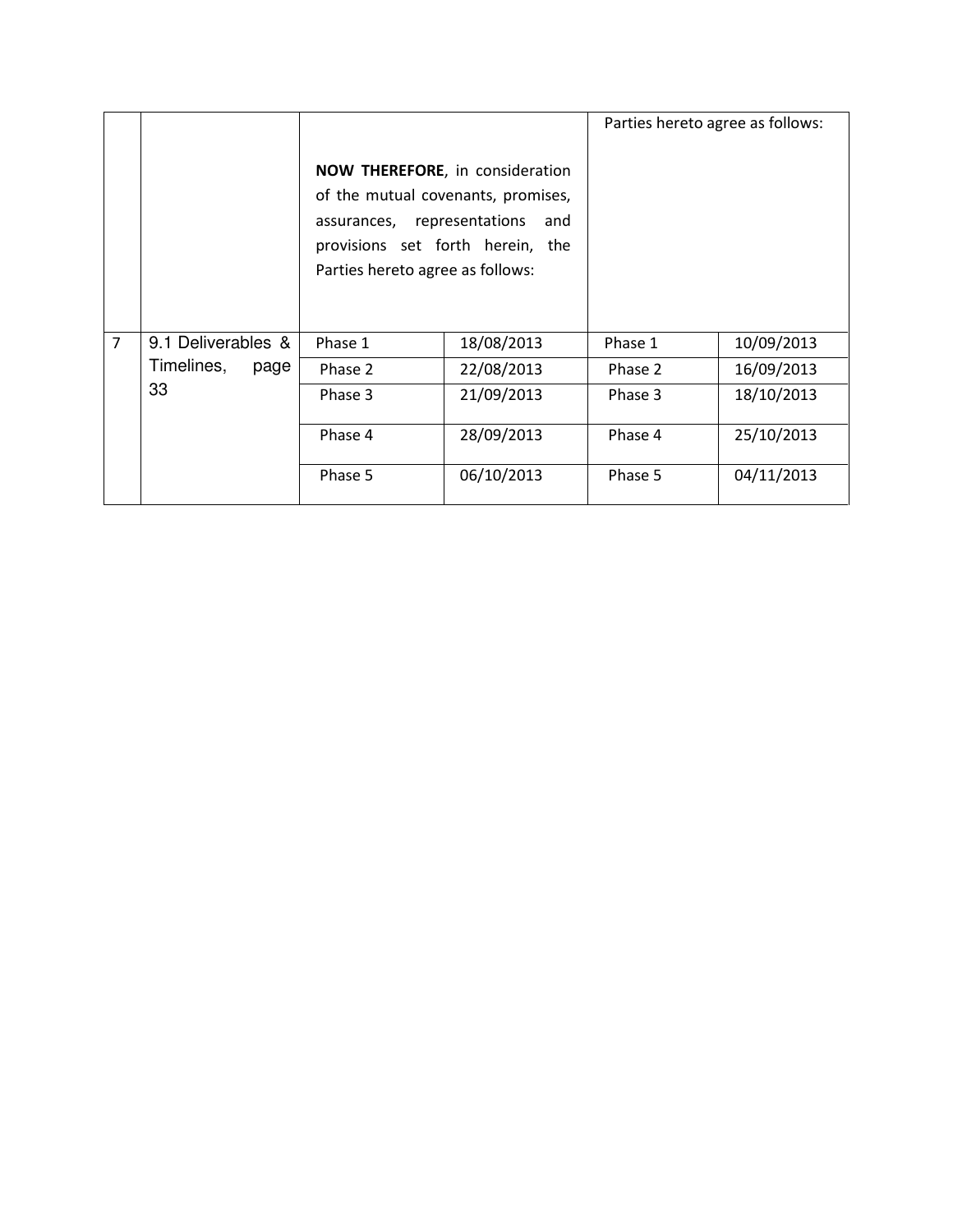| | | | | | |
|---|---|---|---|---|---|
| | | **NOW THEREFORE**, in consideration of the mutual covenants, promises, assurances, representations and provisions set forth herein, the Parties hereto agree as follows: | | Parties hereto agree as follows: | |
| 7 | 9.1 Deliverables & Timelines, page 33 | Phase 1 | 18/08/2013 | Phase 1 | 10/09/2013 |
| | | Phase 2 | 22/08/2013 | Phase 2 | 16/09/2013 |
| | | Phase 3 | 21/09/2013 | Phase 3 | 18/10/2013 |
| | | Phase 4 | 28/09/2013 | Phase 4 | 25/10/2013 |
| | | Phase 5 | 06/10/2013 | Phase 5 | 04/11/2013 |